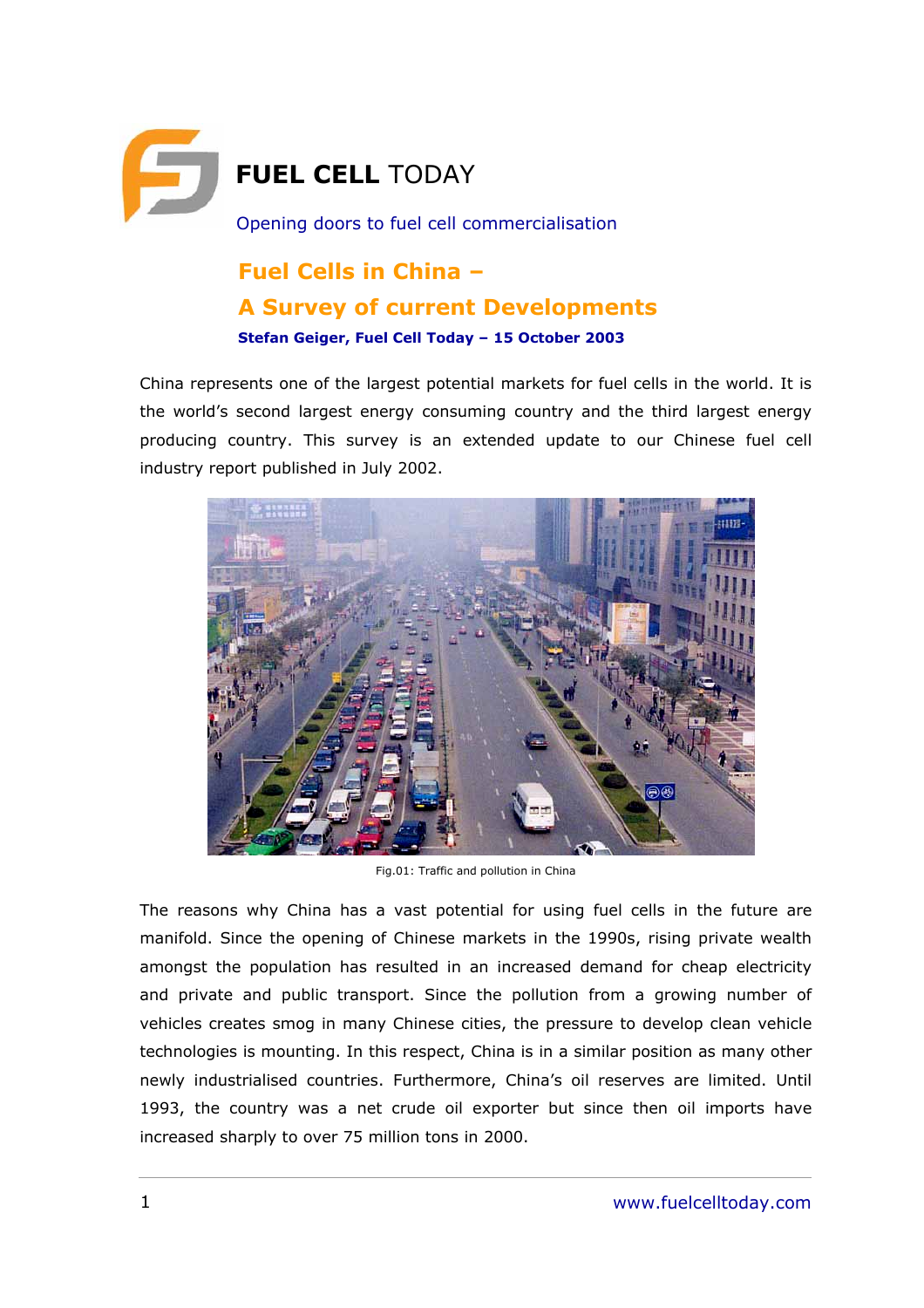**FUEL CELL** TODAY

Opening doors to fuel cell commercialisation

# Fuel Cells in China – A Survey of current Developments

**Stefan Geiger, Fuel Cell Today – 15 October 2003**

China represents one of the largest potential markets for fuel cells in the world. It is the world's second largest energy consuming country and the third largest energy producing country. This survey is an extended update to our Chinese fuel cell industry report published in July 2002.

Fig.01: Traffic and pollution in China

The reasons why China has a vast potential for using fuel cells in the future are manifold. Since the opening of Chinese markets in the 1990s, rising private wealth amongst the population has resulted in an increased demand for cheap electricity and private and public transport. Since the pollution from a growing number of vehicles creates smog in many Chinese cities, the pressure to develop clean vehicle technologies is mounting. In this respect, China is in a similar position as many other newly industrialised countries. Furthermore, China's oil reserves are limited. Until 1993, the country was a net crude oil exporter but since then oil imports have increased sharply to over 75 million tons in 2000.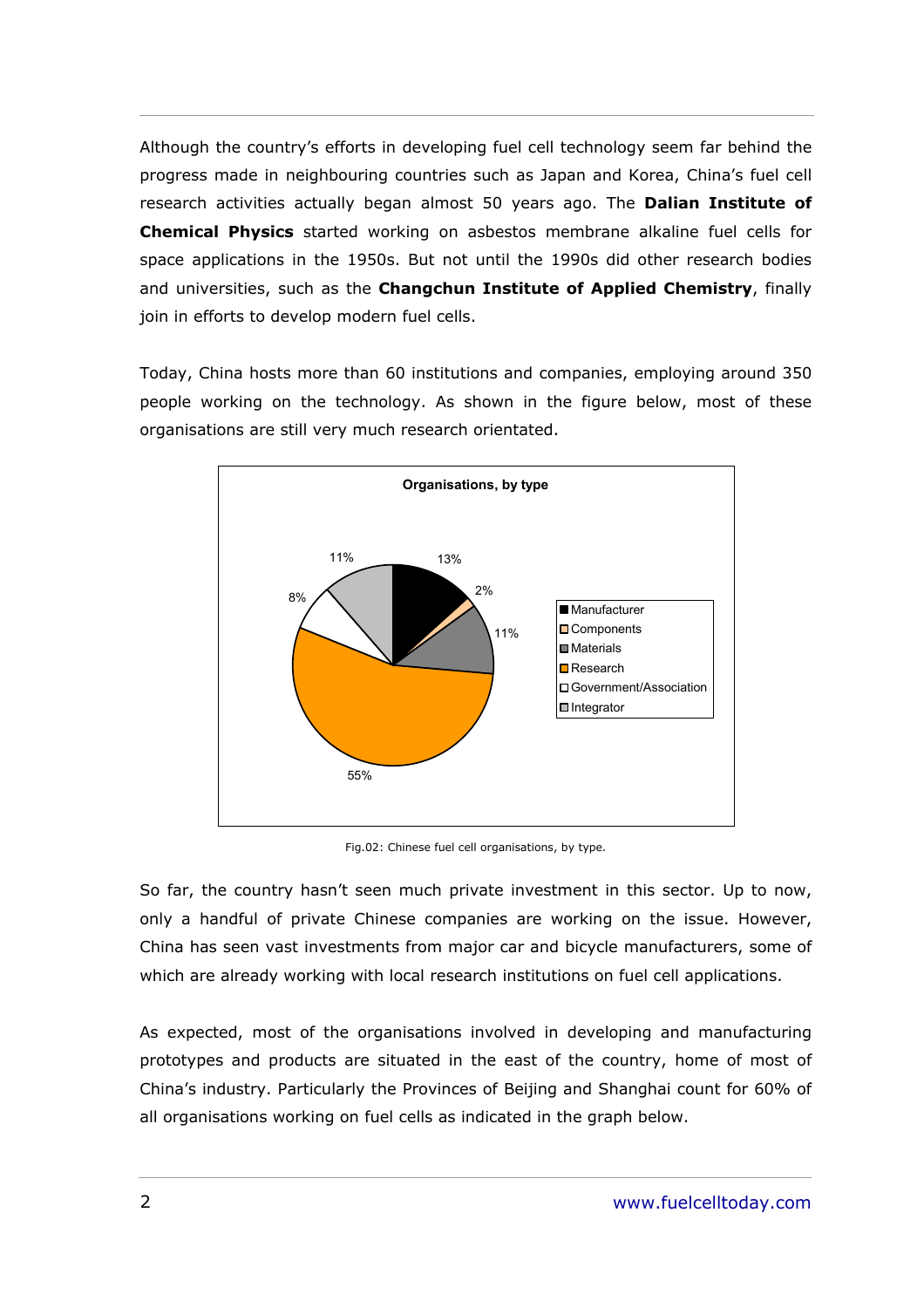Although the country's efforts in developing fuel cell technology seem far behind the progress made in neighbouring countries such as Japan and Korea, China's fuel cell research activities actually began almost 50 years ago. The **Dalian Institute of Chemical Physics** started working on asbestos membrane alkaline fuel cells for space applications in the 1950s. But not until the 1990s did other research bodies and universities, such as the **Changchun Institute of Applied Chemistry**, finally join in efforts to develop modern fuel cells.

Today, China hosts more than 60 institutions and companies, employing around 350 people working on the technology. As shown in the figure below, most of these organisations are still very much research orientated.

**Organisations, by type**

| Type | Share |
|---|---|
| Manufacturer | 13% |
| Components | 2% |
| Materials | 11% |
| Research | 55% |
| Government/Association | 8% |
| Integrator | 11% |

Fig.02: Chinese fuel cell organisations, by type.

So far, the country hasn't seen much private investment in this sector. Up to now, only a handful of private Chinese companies are working on the issue. However, China has seen vast investments from major car and bicycle manufacturers, some of which are already working with local research institutions on fuel cell applications.

As expected, most of the organisations involved in developing and manufacturing prototypes and products are situated in the east of the country, home of most of China's industry. Particularly the Provinces of Beijing and Shanghai count for 60% of all organisations working on fuel cells as indicated in the graph below.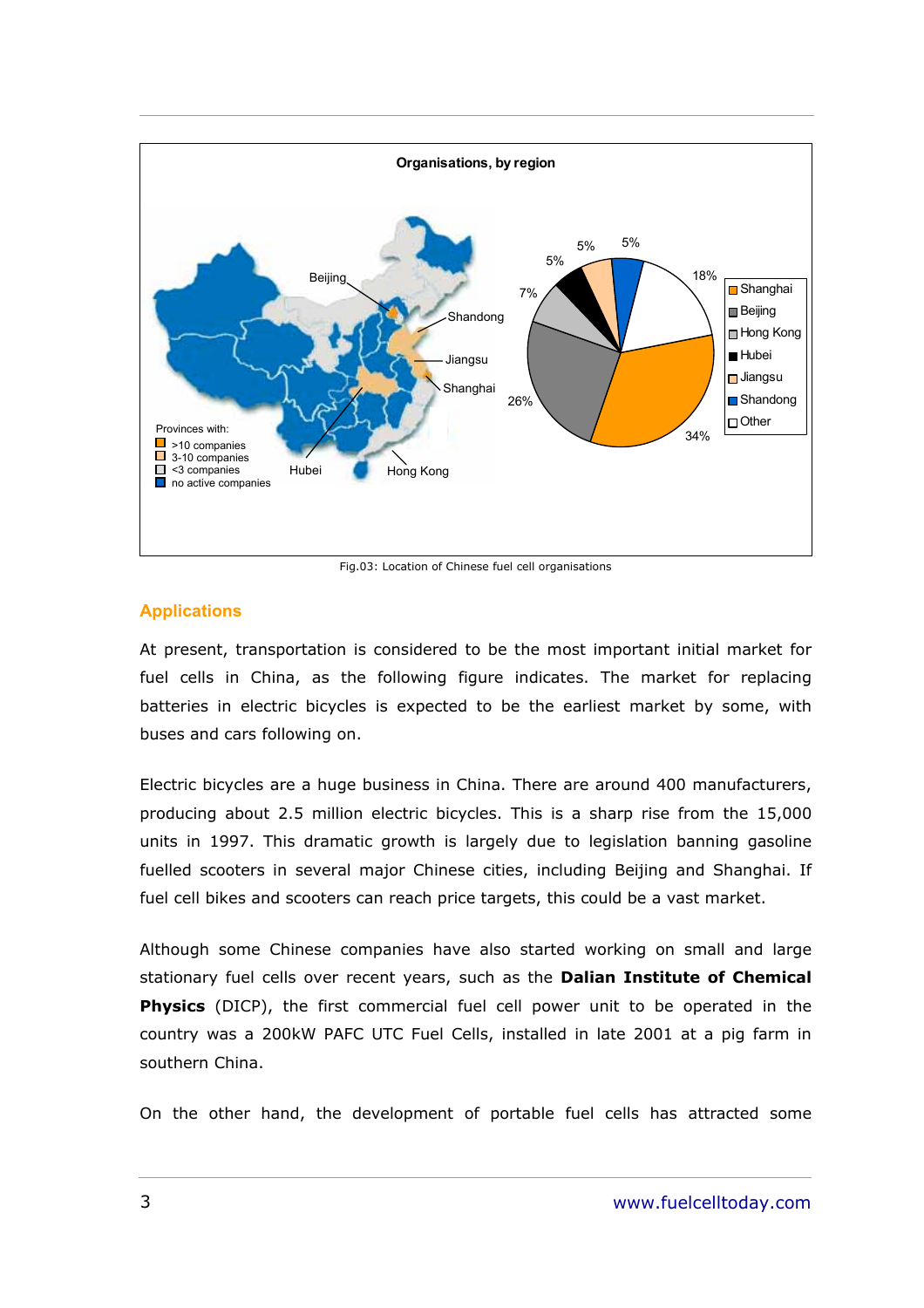**Organisations, by region**

Provinces with:
- >10 companies
- 3-10 companies
- <3 companies
- no active companies

Beijing, Shandong, Jiangsu, Shanghai, Hubei, Hong Kong

| Region | Share |
|---|---|
| Shanghai | 34% |
| Beijing | 26% |
| Hong Kong | 7% |
| Hubei | 5% |
| Jiangsu | 5% |
| Shandong | 5% |
| Other | 18% |

Fig.03: Location of Chinese fuel cell organisations

## Applications

At present, transportation is considered to be the most important initial market for fuel cells in China, as the following figure indicates. The market for replacing batteries in electric bicycles is expected to be the earliest market by some, with buses and cars following on.

Electric bicycles are a huge business in China. There are around 400 manufacturers, producing about 2.5 million electric bicycles. This is a sharp rise from the 15,000 units in 1997. This dramatic growth is largely due to legislation banning gasoline fuelled scooters in several major Chinese cities, including Beijing and Shanghai. If fuel cell bikes and scooters can reach price targets, this could be a vast market.

Although some Chinese companies have also started working on small and large stationary fuel cells over recent years, such as the **Dalian Institute of Chemical Physics** (DICP), the first commercial fuel cell power unit to be operated in the country was a 200kW PAFC UTC Fuel Cells, installed in late 2001 at a pig farm in southern China.

On the other hand, the development of portable fuel cells has attracted some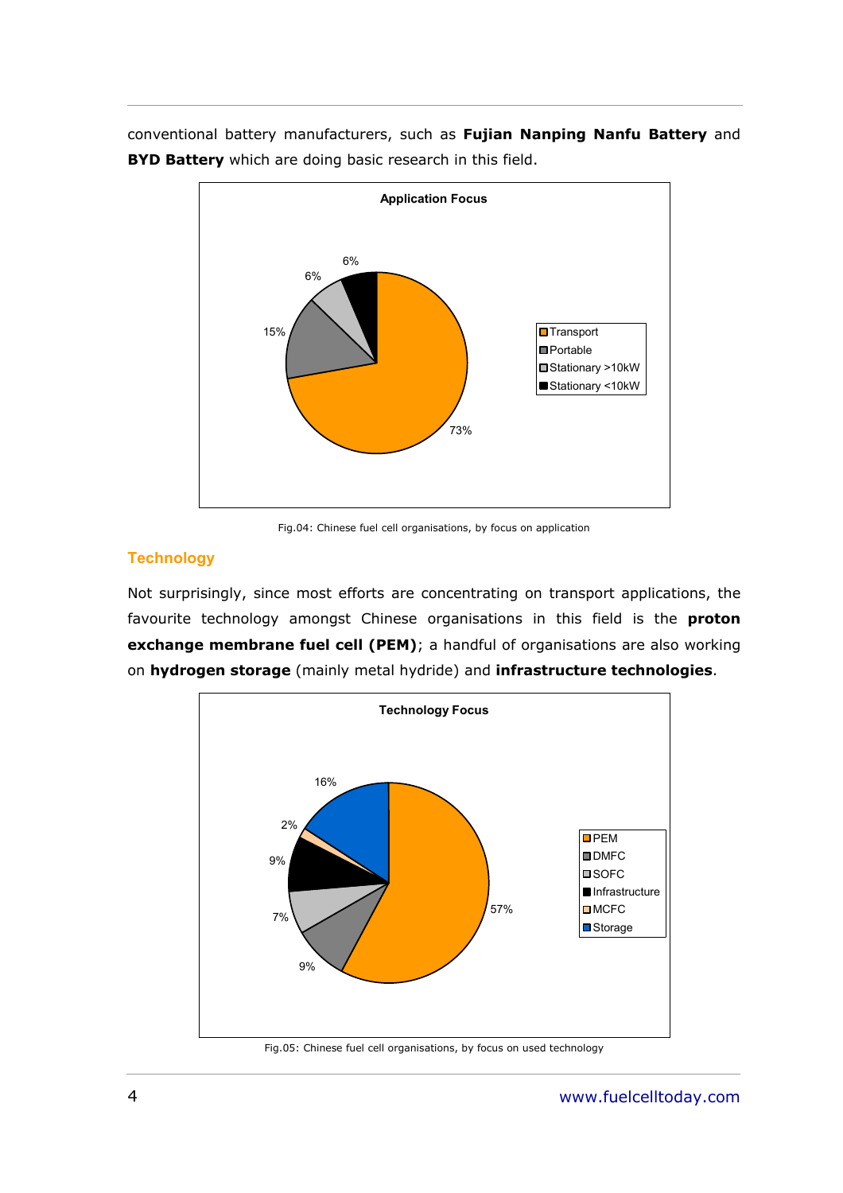conventional battery manufacturers, such as **Fujian Nanping Nanfu Battery** and **BYD Battery** which are doing basic research in this field.

**Application Focus**

| Application | Share |
|---|---|
| Transport | 73% |
| Portable | 15% |
| Stationary >10kW | 6% |
| Stationary <10kW | 6% |

Fig.04: Chinese fuel cell organisations, by focus on application

## Technology

Not surprisingly, since most efforts are concentrating on transport applications, the favourite technology amongst Chinese organisations in this field is the **proton exchange membrane fuel cell (PEM)**; a handful of organisations are also working on **hydrogen storage** (mainly metal hydride) and **infrastructure technologies**.

**Technology Focus**

| Technology | Share |
|---|---|
| PEM | 57% |
| DMFC | 9% |
| SOFC | 7% |
| Infrastructure | 9% |
| MCFC | 2% |
| Storage | 16% |

Fig.05: Chinese fuel cell organisations, by focus on used technology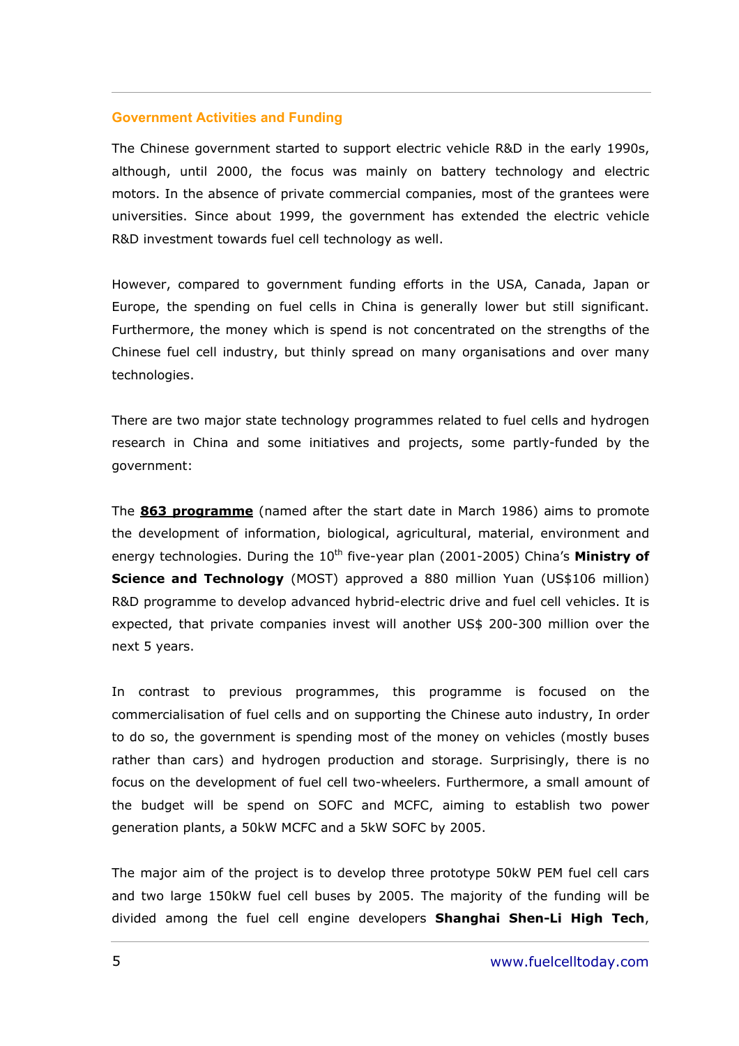## Government Activities and Funding

The Chinese government started to support electric vehicle R&D in the early 1990s, although, until 2000, the focus was mainly on battery technology and electric motors. In the absence of private commercial companies, most of the grantees were universities. Since about 1999, the government has extended the electric vehicle R&D investment towards fuel cell technology as well.

However, compared to government funding efforts in the USA, Canada, Japan or Europe, the spending on fuel cells in China is generally lower but still significant. Furthermore, the money which is spend is not concentrated on the strengths of the Chinese fuel cell industry, but thinly spread on many organisations and over many technologies.

There are two major state technology programmes related to fuel cells and hydrogen research in China and some initiatives and projects, some partly-funded by the government:

The **863 programme** (named after the start date in March 1986) aims to promote the development of information, biological, agricultural, material, environment and energy technologies. During the 10th five-year plan (2001-2005) China's **Ministry of Science and Technology** (MOST) approved a 880 million Yuan (US$106 million) R&D programme to develop advanced hybrid-electric drive and fuel cell vehicles. It is expected, that private companies invest will another US$ 200-300 million over the next 5 years.

In contrast to previous programmes, this programme is focused on the commercialisation of fuel cells and on supporting the Chinese auto industry, In order to do so, the government is spending most of the money on vehicles (mostly buses rather than cars) and hydrogen production and storage. Surprisingly, there is no focus on the development of fuel cell two-wheelers. Furthermore, a small amount of the budget will be spend on SOFC and MCFC, aiming to establish two power generation plants, a 50kW MCFC and a 5kW SOFC by 2005.

The major aim of the project is to develop three prototype 50kW PEM fuel cell cars and two large 150kW fuel cell buses by 2005. The majority of the funding will be divided among the fuel cell engine developers **Shanghai Shen-Li High Tech**,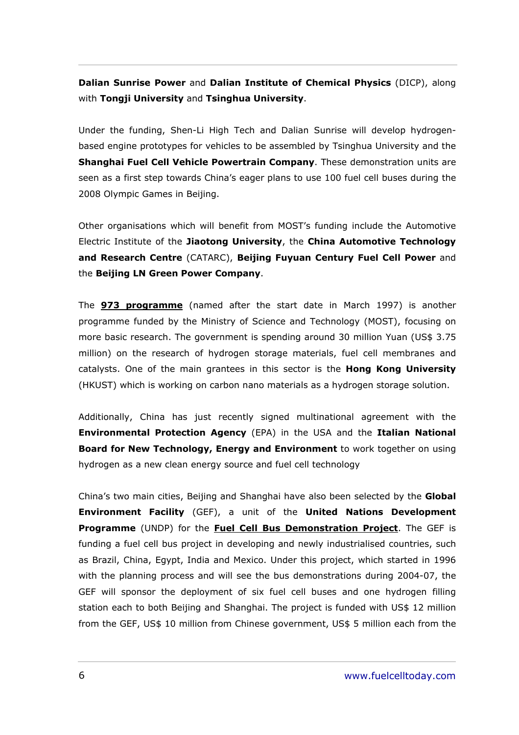**Dalian Sunrise Power** and **Dalian Institute of Chemical Physics** (DICP), along with **Tongji University** and **Tsinghua University**.

Under the funding, Shen-Li High Tech and Dalian Sunrise will develop hydrogen-based engine prototypes for vehicles to be assembled by Tsinghua University and the **Shanghai Fuel Cell Vehicle Powertrain Company**. These demonstration units are seen as a first step towards China's eager plans to use 100 fuel cell buses during the 2008 Olympic Games in Beijing.

Other organisations which will benefit from MOST's funding include the Automotive Electric Institute of the **Jiaotong University**, the **China Automotive Technology and Research Centre** (CATARC), **Beijing Fuyuan Century Fuel Cell Power** and the **Beijing LN Green Power Company**.

The **973 programme** (named after the start date in March 1997) is another programme funded by the Ministry of Science and Technology (MOST), focusing on more basic research. The government is spending around 30 million Yuan (US$ 3.75 million) on the research of hydrogen storage materials, fuel cell membranes and catalysts. One of the main grantees in this sector is the **Hong Kong University** (HKUST) which is working on carbon nano materials as a hydrogen storage solution.

Additionally, China has just recently signed multinational agreement with the **Environmental Protection Agency** (EPA) in the USA and the **Italian National Board for New Technology, Energy and Environment** to work together on using hydrogen as a new clean energy source and fuel cell technology

China's two main cities, Beijing and Shanghai have also been selected by the **Global Environment Facility** (GEF), a unit of the **United Nations Development Programme** (UNDP) for the **Fuel Cell Bus Demonstration Project**. The GEF is funding a fuel cell bus project in developing and newly industrialised countries, such as Brazil, China, Egypt, India and Mexico. Under this project, which started in 1996 with the planning process and will see the bus demonstrations during 2004-07, the GEF will sponsor the deployment of six fuel cell buses and one hydrogen filling station each to both Beijing and Shanghai. The project is funded with US$ 12 million from the GEF, US$ 10 million from Chinese government, US$ 5 million each from the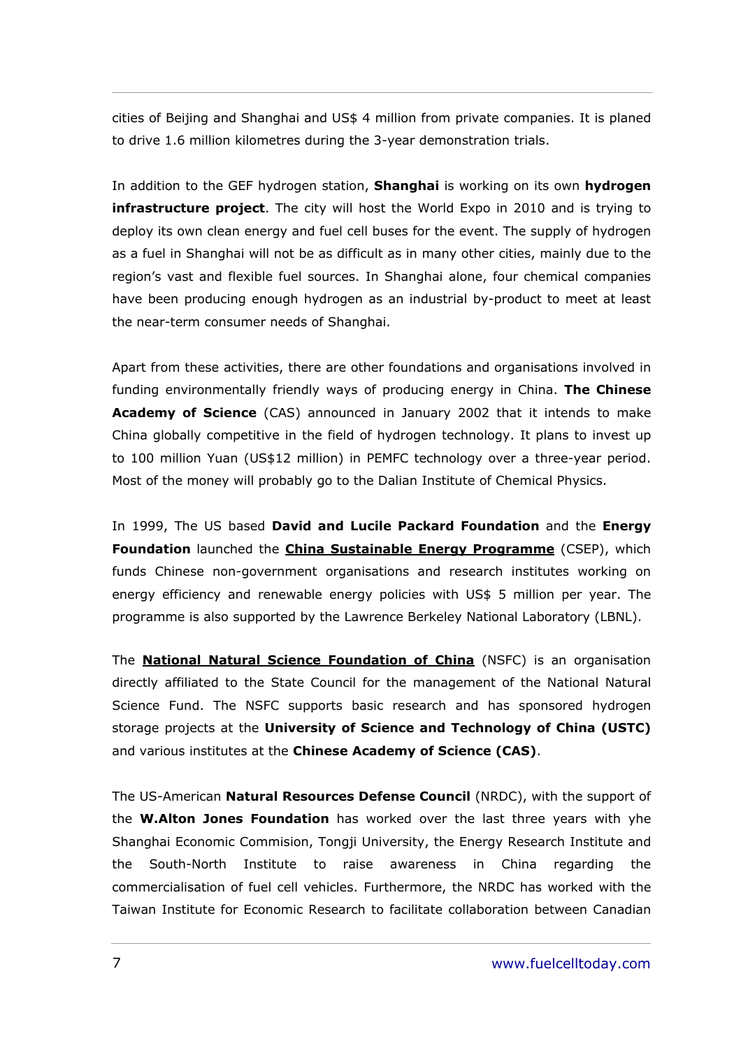cities of Beijing and Shanghai and US$ 4 million from private companies. It is planed to drive 1.6 million kilometres during the 3-year demonstration trials.

In addition to the GEF hydrogen station, **Shanghai** is working on its own **hydrogen infrastructure project**. The city will host the World Expo in 2010 and is trying to deploy its own clean energy and fuel cell buses for the event. The supply of hydrogen as a fuel in Shanghai will not be as difficult as in many other cities, mainly due to the region's vast and flexible fuel sources. In Shanghai alone, four chemical companies have been producing enough hydrogen as an industrial by-product to meet at least the near-term consumer needs of Shanghai.

Apart from these activities, there are other foundations and organisations involved in funding environmentally friendly ways of producing energy in China. **The Chinese Academy of Science** (CAS) announced in January 2002 that it intends to make China globally competitive in the field of hydrogen technology. It plans to invest up to 100 million Yuan (US$12 million) in PEMFC technology over a three-year period. Most of the money will probably go to the Dalian Institute of Chemical Physics.

In 1999, The US based **David and Lucile Packard Foundation** and the **Energy Foundation** launched the **China Sustainable Energy Programme** (CSEP), which funds Chinese non-government organisations and research institutes working on energy efficiency and renewable energy policies with US$ 5 million per year. The programme is also supported by the Lawrence Berkeley National Laboratory (LBNL).

The **National Natural Science Foundation of China** (NSFC) is an organisation directly affiliated to the State Council for the management of the National Natural Science Fund. The NSFC supports basic research and has sponsored hydrogen storage projects at the **University of Science and Technology of China (USTC)** and various institutes at the **Chinese Academy of Science (CAS)**.

The US-American **Natural Resources Defense Council** (NRDC), with the support of the **W.Alton Jones Foundation** has worked over the last three years with yhe Shanghai Economic Commision, Tongji University, the Energy Research Institute and the South-North Institute to raise awareness in China regarding the commercialisation of fuel cell vehicles. Furthermore, the NRDC has worked with the Taiwan Institute for Economic Research to facilitate collaboration between Canadian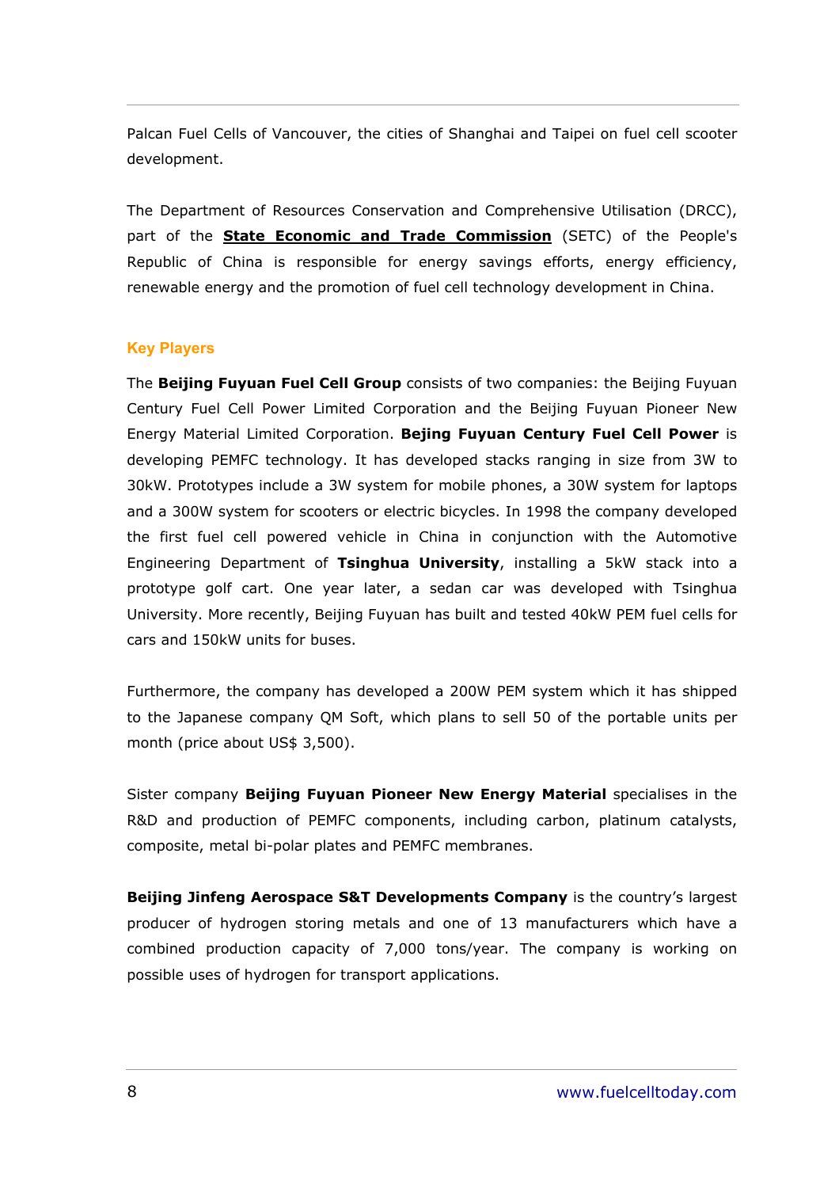Palcan Fuel Cells of Vancouver, the cities of Shanghai and Taipei on fuel cell scooter development.

The Department of Resources Conservation and Comprehensive Utilisation (DRCC), part of the **State Economic and Trade Commission** (SETC) of the People's Republic of China is responsible for energy savings efforts, energy efficiency, renewable energy and the promotion of fuel cell technology development in China.

### Key Players

The **Beijing Fuyuan Fuel Cell Group** consists of two companies: the Beijing Fuyuan Century Fuel Cell Power Limited Corporation and the Beijing Fuyuan Pioneer New Energy Material Limited Corporation. **Bejing Fuyuan Century Fuel Cell Power** is developing PEMFC technology. It has developed stacks ranging in size from 3W to 30kW. Prototypes include a 3W system for mobile phones, a 30W system for laptops and a 300W system for scooters or electric bicycles. In 1998 the company developed the first fuel cell powered vehicle in China in conjunction with the Automotive Engineering Department of **Tsinghua University**, installing a 5kW stack into a prototype golf cart. One year later, a sedan car was developed with Tsinghua University. More recently, Beijing Fuyuan has built and tested 40kW PEM fuel cells for cars and 150kW units for buses.

Furthermore, the company has developed a 200W PEM system which it has shipped to the Japanese company QM Soft, which plans to sell 50 of the portable units per month (price about US$ 3,500).

Sister company **Beijing Fuyuan Pioneer New Energy Material** specialises in the R&D and production of PEMFC components, including carbon, platinum catalysts, composite, metal bi-polar plates and PEMFC membranes.

**Beijing Jinfeng Aerospace S&T Developments Company** is the country's largest producer of hydrogen storing metals and one of 13 manufacturers which have a combined production capacity of 7,000 tons/year. The company is working on possible uses of hydrogen for transport applications.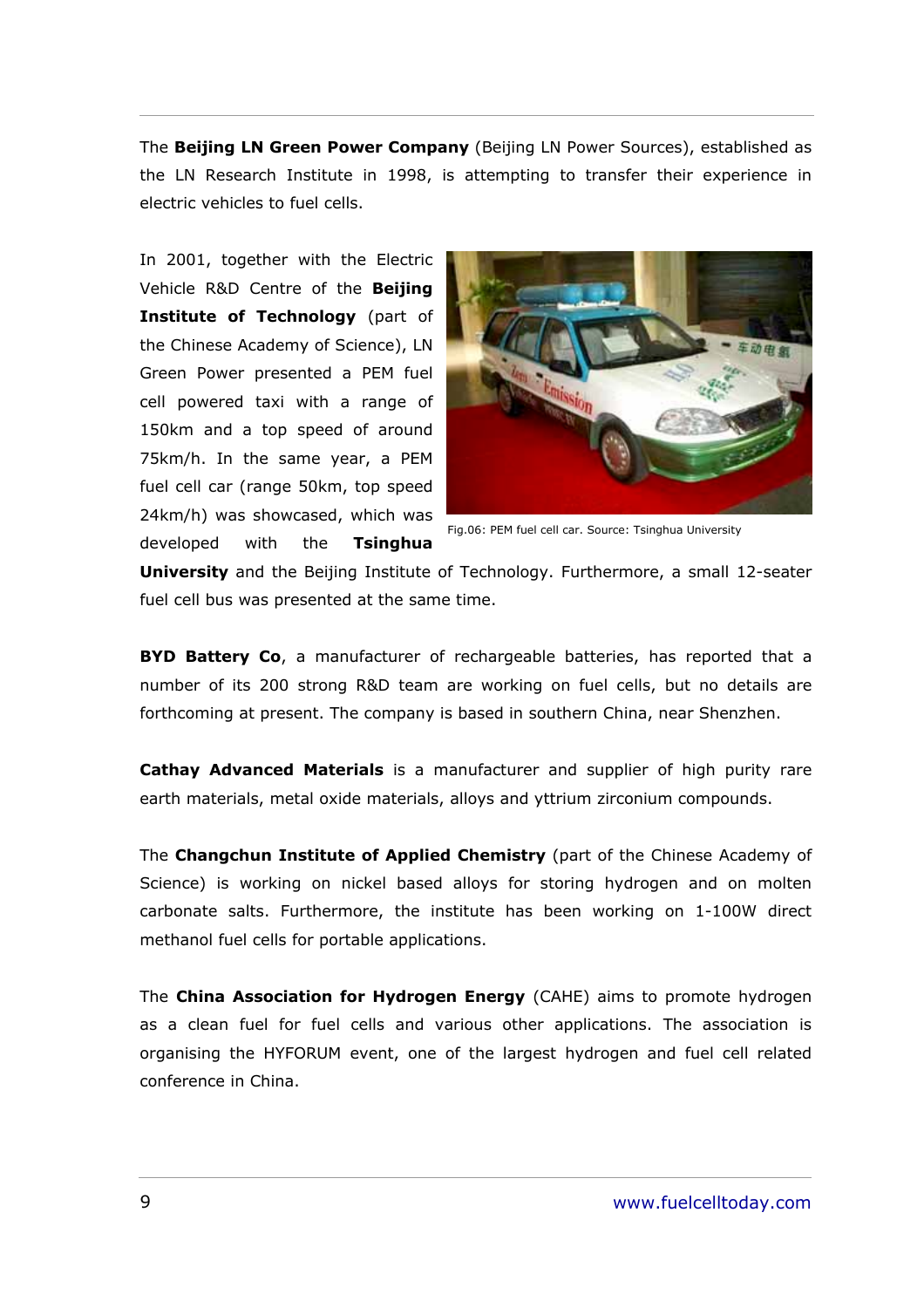The **Beijing LN Green Power Company** (Beijing LN Power Sources), established as the LN Research Institute in 1998, is attempting to transfer their experience in electric vehicles to fuel cells.

In 2001, together with the Electric Vehicle R&D Centre of the **Beijing Institute of Technology** (part of the Chinese Academy of Science), LN Green Power presented a PEM fuel cell powered taxi with a range of 150km and a top speed of around 75km/h. In the same year, a PEM fuel cell car (range 50km, top speed 24km/h) was showcased, which was developed with the **Tsinghua University** and the Beijing Institute of Technology. Furthermore, a small 12-seater fuel cell bus was presented at the same time.

Fig.06: PEM fuel cell car. Source: Tsinghua University

**BYD Battery Co**, a manufacturer of rechargeable batteries, has reported that a number of its 200 strong R&D team are working on fuel cells, but no details are forthcoming at present. The company is based in southern China, near Shenzhen.

**Cathay Advanced Materials** is a manufacturer and supplier of high purity rare earth materials, metal oxide materials, alloys and yttrium zirconium compounds.

The **Changchun Institute of Applied Chemistry** (part of the Chinese Academy of Science) is working on nickel based alloys for storing hydrogen and on molten carbonate salts. Furthermore, the institute has been working on 1-100W direct methanol fuel cells for portable applications.

The **China Association for Hydrogen Energy** (CAHE) aims to promote hydrogen as a clean fuel for fuel cells and various other applications. The association is organising the HYFORUM event, one of the largest hydrogen and fuel cell related conference in China.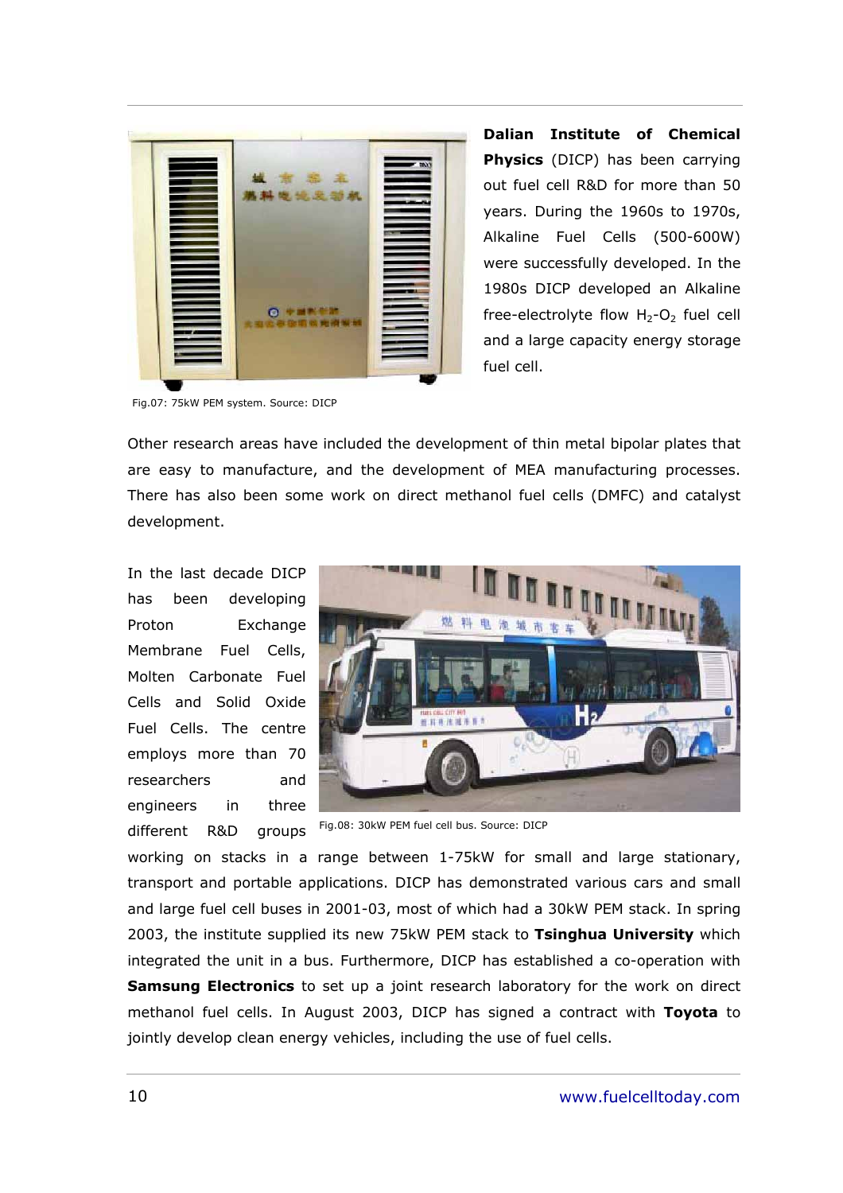**Dalian Institute of Chemical Physics** (DICP) has been carrying out fuel cell R&D for more than 50 years. During the 1960s to 1970s, Alkaline Fuel Cells (500-600W) were successfully developed. In the 1980s DICP developed an Alkaline free-electrolyte flow $H_2$-$O_2$ fuel cell and a large capacity energy storage fuel cell.

Fig.07: 75kW PEM system. Source: DICP

Other research areas have included the development of thin metal bipolar plates that are easy to manufacture, and the development of MEA manufacturing processes. There has also been some work on direct methanol fuel cells (DMFC) and catalyst development.

In the last decade DICP has been developing Proton Exchange Membrane Fuel Cells, Molten Carbonate Fuel Cells and Solid Oxide Fuel Cells. The centre employs more than 70 researchers and engineers in three different R&D groups working on stacks in a range between 1-75kW for small and large stationary, transport and portable applications. DICP has demonstrated various cars and small and large fuel cell buses in 2001-03, most of which had a 30kW PEM stack. In spring 2003, the institute supplied its new 75kW PEM stack to **Tsinghua University** which integrated the unit in a bus. Furthermore, DICP has established a co-operation with **Samsung Electronics** to set up a joint research laboratory for the work on direct methanol fuel cells. In August 2003, DICP has signed a contract with **Toyota** to jointly develop clean energy vehicles, including the use of fuel cells.

Fig.08: 30kW PEM fuel cell bus. Source: DICP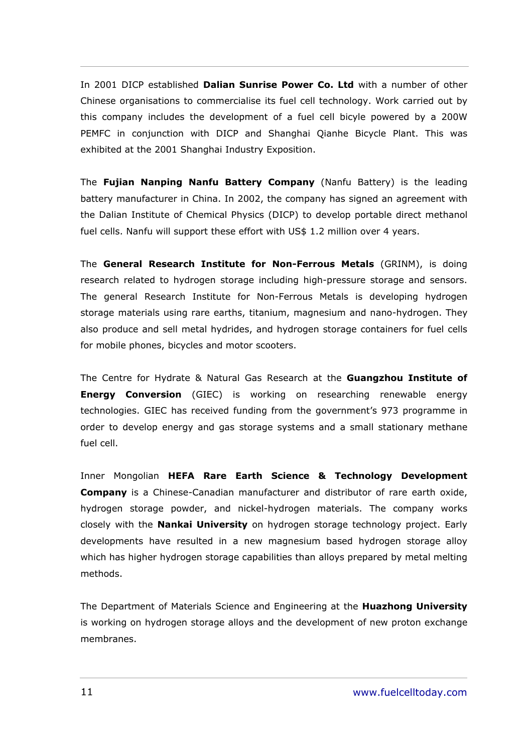In 2001 DICP established **Dalian Sunrise Power Co. Ltd** with a number of other Chinese organisations to commercialise its fuel cell technology. Work carried out by this company includes the development of a fuel cell bicyle powered by a 200W PEMFC in conjunction with DICP and Shanghai Qianhe Bicycle Plant. This was exhibited at the 2001 Shanghai Industry Exposition.

The **Fujian Nanping Nanfu Battery Company** (Nanfu Battery) is the leading battery manufacturer in China. In 2002, the company has signed an agreement with the Dalian Institute of Chemical Physics (DICP) to develop portable direct methanol fuel cells. Nanfu will support these effort with US$ 1.2 million over 4 years.

The **General Research Institute for Non-Ferrous Metals** (GRINM), is doing research related to hydrogen storage including high-pressure storage and sensors. The general Research Institute for Non-Ferrous Metals is developing hydrogen storage materials using rare earths, titanium, magnesium and nano-hydrogen. They also produce and sell metal hydrides, and hydrogen storage containers for fuel cells for mobile phones, bicycles and motor scooters.

The Centre for Hydrate & Natural Gas Research at the **Guangzhou Institute of Energy Conversion** (GIEC) is working on researching renewable energy technologies. GIEC has received funding from the government's 973 programme in order to develop energy and gas storage systems and a small stationary methane fuel cell.

Inner Mongolian **HEFA Rare Earth Science & Technology Development Company** is a Chinese-Canadian manufacturer and distributor of rare earth oxide, hydrogen storage powder, and nickel-hydrogen materials. The company works closely with the **Nankai University** on hydrogen storage technology project. Early developments have resulted in a new magnesium based hydrogen storage alloy which has higher hydrogen storage capabilities than alloys prepared by metal melting methods.

The Department of Materials Science and Engineering at the **Huazhong University** is working on hydrogen storage alloys and the development of new proton exchange membranes.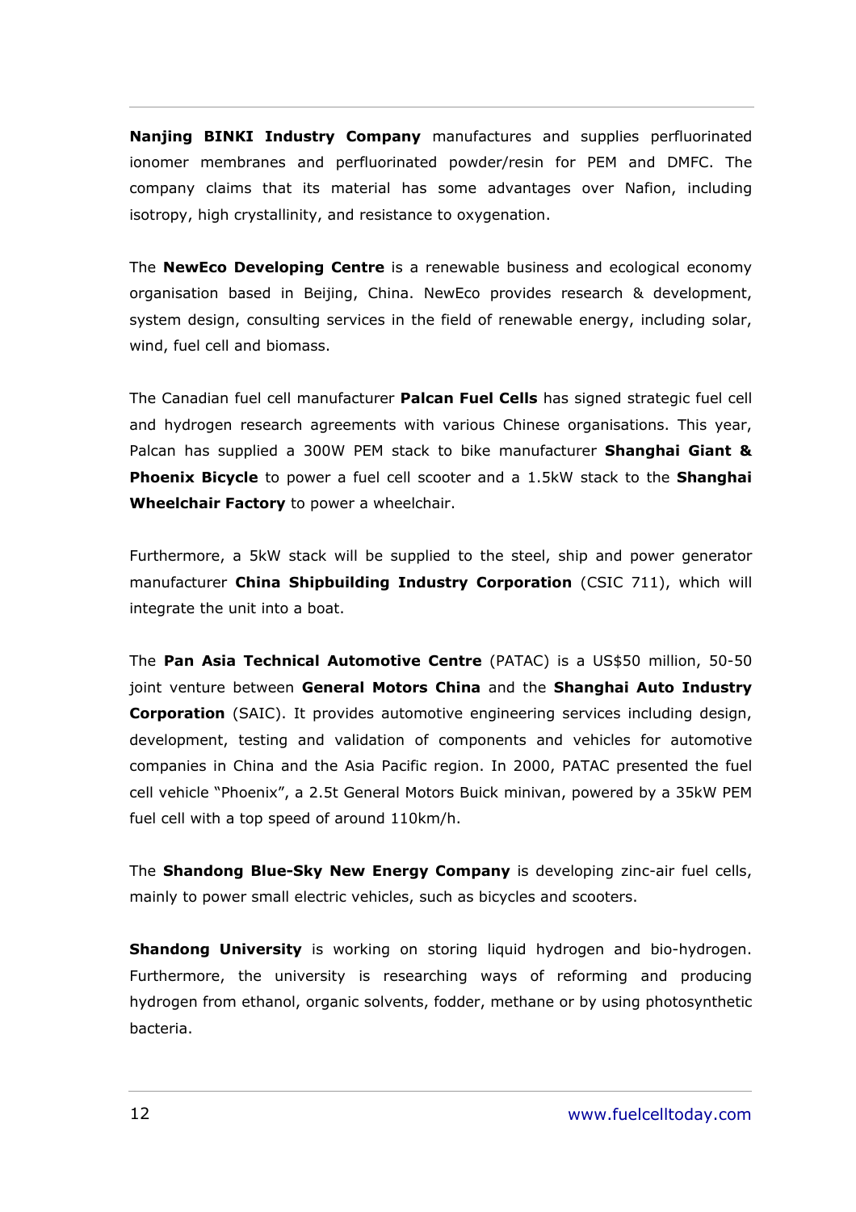**Nanjing BINKI Industry Company** manufactures and supplies perfluorinated ionomer membranes and perfluorinated powder/resin for PEM and DMFC. The company claims that its material has some advantages over Nafion, including isotropy, high crystallinity, and resistance to oxygenation.

The **NewEco Developing Centre** is a renewable business and ecological economy organisation based in Beijing, China. NewEco provides research & development, system design, consulting services in the field of renewable energy, including solar, wind, fuel cell and biomass.

The Canadian fuel cell manufacturer **Palcan Fuel Cells** has signed strategic fuel cell and hydrogen research agreements with various Chinese organisations. This year, Palcan has supplied a 300W PEM stack to bike manufacturer **Shanghai Giant & Phoenix Bicycle** to power a fuel cell scooter and a 1.5kW stack to the **Shanghai Wheelchair Factory** to power a wheelchair.

Furthermore, a 5kW stack will be supplied to the steel, ship and power generator manufacturer **China Shipbuilding Industry Corporation** (CSIC 711), which will integrate the unit into a boat.

The **Pan Asia Technical Automotive Centre** (PATAC) is a US$50 million, 50-50 joint venture between **General Motors China** and the **Shanghai Auto Industry Corporation** (SAIC). It provides automotive engineering services including design, development, testing and validation of components and vehicles for automotive companies in China and the Asia Pacific region. In 2000, PATAC presented the fuel cell vehicle "Phoenix", a 2.5t General Motors Buick minivan, powered by a 35kW PEM fuel cell with a top speed of around 110km/h.

The **Shandong Blue-Sky New Energy Company** is developing zinc-air fuel cells, mainly to power small electric vehicles, such as bicycles and scooters.

**Shandong University** is working on storing liquid hydrogen and bio-hydrogen. Furthermore, the university is researching ways of reforming and producing hydrogen from ethanol, organic solvents, fodder, methane or by using photosynthetic bacteria.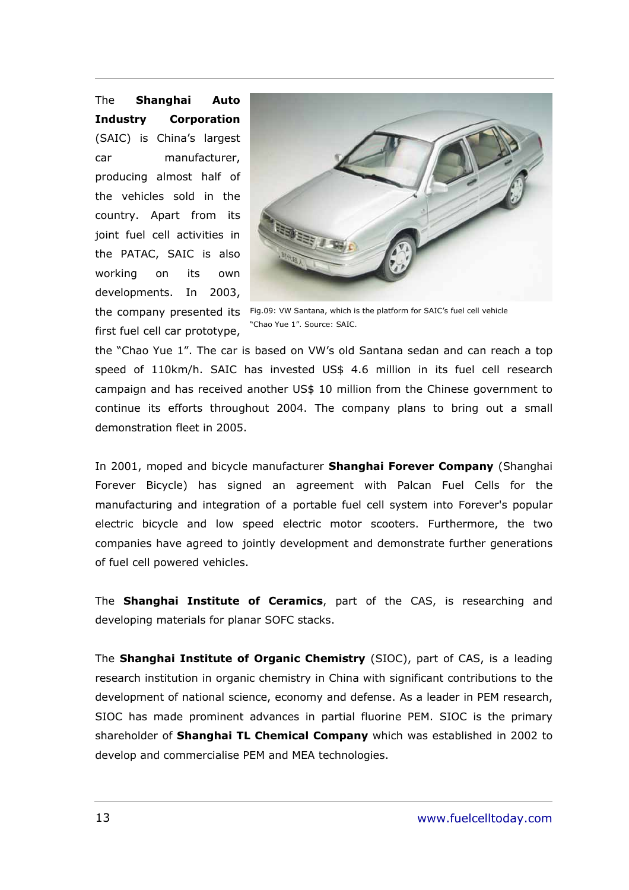The **Shanghai Auto Industry Corporation** (SAIC) is China's largest car manufacturer, producing almost half of the vehicles sold in the country. Apart from its joint fuel cell activities in the PATAC, SAIC is also working on its own developments. In 2003, the company presented its first fuel cell car prototype, the "Chao Yue 1". The car is based on VW's old Santana sedan and can reach a top speed of 110km/h. SAIC has invested US$ 4.6 million in its fuel cell research campaign and has received another US$ 10 million from the Chinese government to continue its efforts throughout 2004. The company plans to bring out a small demonstration fleet in 2005.

Fig.09: VW Santana, which is the platform for SAIC's fuel cell vehicle "Chao Yue 1". Source: SAIC.

In 2001, moped and bicycle manufacturer **Shanghai Forever Company** (Shanghai Forever Bicycle) has signed an agreement with Palcan Fuel Cells for the manufacturing and integration of a portable fuel cell system into Forever's popular electric bicycle and low speed electric motor scooters. Furthermore, the two companies have agreed to jointly development and demonstrate further generations of fuel cell powered vehicles.

The **Shanghai Institute of Ceramics**, part of the CAS, is researching and developing materials for planar SOFC stacks.

The **Shanghai Institute of Organic Chemistry** (SIOC), part of CAS, is a leading research institution in organic chemistry in China with significant contributions to the development of national science, economy and defense. As a leader in PEM research, SIOC has made prominent advances in partial fluorine PEM. SIOC is the primary shareholder of **Shanghai TL Chemical Company** which was established in 2002 to develop and commercialise PEM and MEA technologies.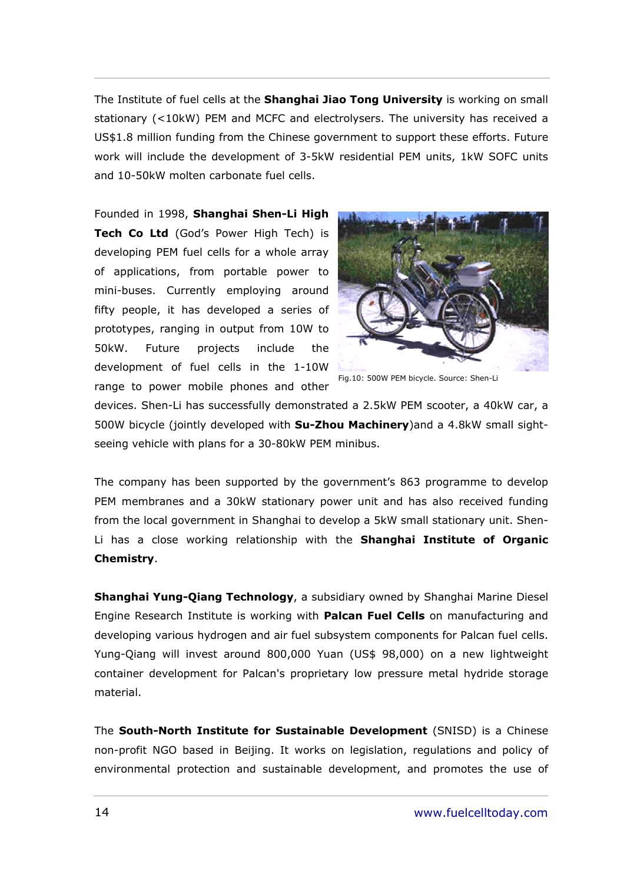The Institute of fuel cells at the **Shanghai Jiao Tong University** is working on small stationary (<10kW) PEM and MCFC and electrolysers. The university has received a US$1.8 million funding from the Chinese government to support these efforts. Future work will include the development of 3-5kW residential PEM units, 1kW SOFC units and 10-50kW molten carbonate fuel cells.

Founded in 1998, **Shanghai Shen-Li High Tech Co Ltd** (God's Power High Tech) is developing PEM fuel cells for a whole array of applications, from portable power to mini-buses. Currently employing around fifty people, it has developed a series of prototypes, ranging in output from 10W to 50kW. Future projects include the development of fuel cells in the 1-10W range to power mobile phones and other devices. Shen-Li has successfully demonstrated a 2.5kW PEM scooter, a 40kW car, a 500W bicycle (jointly developed with **Su-Zhou Machinery**)and a 4.8kW small sight-seeing vehicle with plans for a 30-80kW PEM minibus.

Fig.10: 500W PEM bicycle. Source: Shen-Li

The company has been supported by the government's 863 programme to develop PEM membranes and a 30kW stationary power unit and has also received funding from the local government in Shanghai to develop a 5kW small stationary unit. Shen-Li has a close working relationship with the **Shanghai Institute of Organic Chemistry**.

**Shanghai Yung-Qiang Technology**, a subsidiary owned by Shanghai Marine Diesel Engine Research Institute is working with **Palcan Fuel Cells** on manufacturing and developing various hydrogen and air fuel subsystem components for Palcan fuel cells. Yung-Qiang will invest around 800,000 Yuan (US$ 98,000) on a new lightweight container development for Palcan's proprietary low pressure metal hydride storage material.

The **South-North Institute for Sustainable Development** (SNISD) is a Chinese non-profit NGO based in Beijing. It works on legislation, regulations and policy of environmental protection and sustainable development, and promotes the use of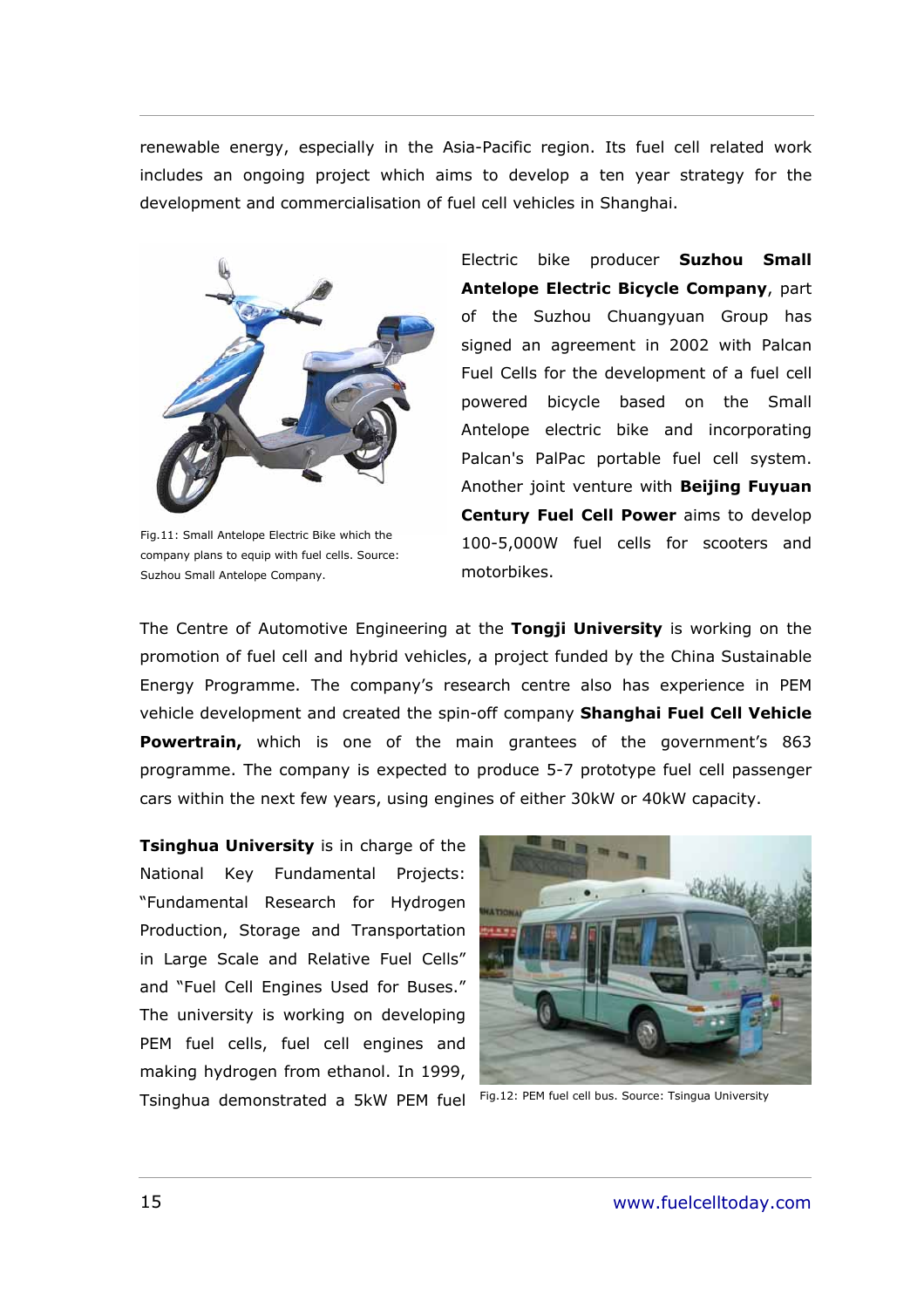renewable energy, especially in the Asia-Pacific region. Its fuel cell related work includes an ongoing project which aims to develop a ten year strategy for the development and commercialisation of fuel cell vehicles in Shanghai.

Fig.11: Small Antelope Electric Bike which the company plans to equip with fuel cells. Source: Suzhou Small Antelope Company.

Electric bike producer **Suzhou Small Antelope Electric Bicycle Company**, part of the Suzhou Chuangyuan Group has signed an agreement in 2002 with Palcan Fuel Cells for the development of a fuel cell powered bicycle based on the Small Antelope electric bike and incorporating Palcan's PalPac portable fuel cell system. Another joint venture with **Beijing Fuyuan Century Fuel Cell Power** aims to develop 100-5,000W fuel cells for scooters and motorbikes.

The Centre of Automotive Engineering at the **Tongji University** is working on the promotion of fuel cell and hybrid vehicles, a project funded by the China Sustainable Energy Programme. The company's research centre also has experience in PEM vehicle development and created the spin-off company **Shanghai Fuel Cell Vehicle Powertrain,** which is one of the main grantees of the government's 863 programme. The company is expected to produce 5-7 prototype fuel cell passenger cars within the next few years, using engines of either 30kW or 40kW capacity.

**Tsinghua University** is in charge of the National Key Fundamental Projects: "Fundamental Research for Hydrogen Production, Storage and Transportation in Large Scale and Relative Fuel Cells" and "Fuel Cell Engines Used for Buses." The university is working on developing PEM fuel cells, fuel cell engines and making hydrogen from ethanol. In 1999, Tsinghua demonstrated a 5kW PEM fuel

Fig.12: PEM fuel cell bus. Source: Tsingua University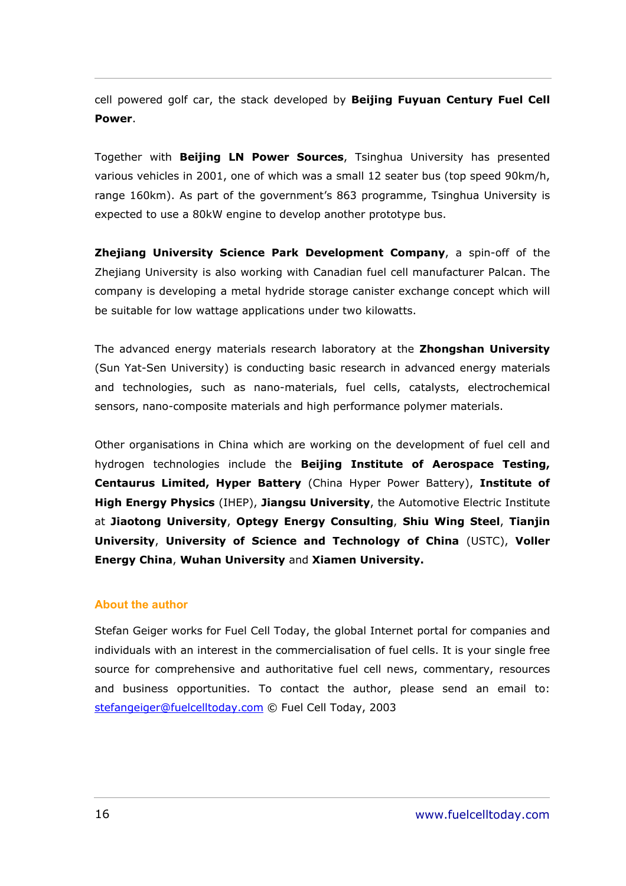cell powered golf car, the stack developed by **Beijing Fuyuan Century Fuel Cell Power**.

Together with **Beijing LN Power Sources**, Tsinghua University has presented various vehicles in 2001, one of which was a small 12 seater bus (top speed 90km/h, range 160km). As part of the government's 863 programme, Tsinghua University is expected to use a 80kW engine to develop another prototype bus.

**Zhejiang University Science Park Development Company**, a spin-off of the Zhejiang University is also working with Canadian fuel cell manufacturer Palcan. The company is developing a metal hydride storage canister exchange concept which will be suitable for low wattage applications under two kilowatts.

The advanced energy materials research laboratory at the **Zhongshan University** (Sun Yat-Sen University) is conducting basic research in advanced energy materials and technologies, such as nano-materials, fuel cells, catalysts, electrochemical sensors, nano-composite materials and high performance polymer materials.

Other organisations in China which are working on the development of fuel cell and hydrogen technologies include the **Beijing Institute of Aerospace Testing, Centaurus Limited, Hyper Battery** (China Hyper Power Battery), **Institute of High Energy Physics** (IHEP), **Jiangsu University**, the Automotive Electric Institute at **Jiaotong University**, **Optegy Energy Consulting**, **Shiu Wing Steel**, **Tianjin University**, **University of Science and Technology of China** (USTC), **Voller Energy China**, **Wuhan University** and **Xiamen University.**

## About the author

Stefan Geiger works for Fuel Cell Today, the global Internet portal for companies and individuals with an interest in the commercialisation of fuel cells. It is your single free source for comprehensive and authoritative fuel cell news, commentary, resources and business opportunities. To contact the author, please send an email to: stefangeiger@fuelcelltoday.com © Fuel Cell Today, 2003